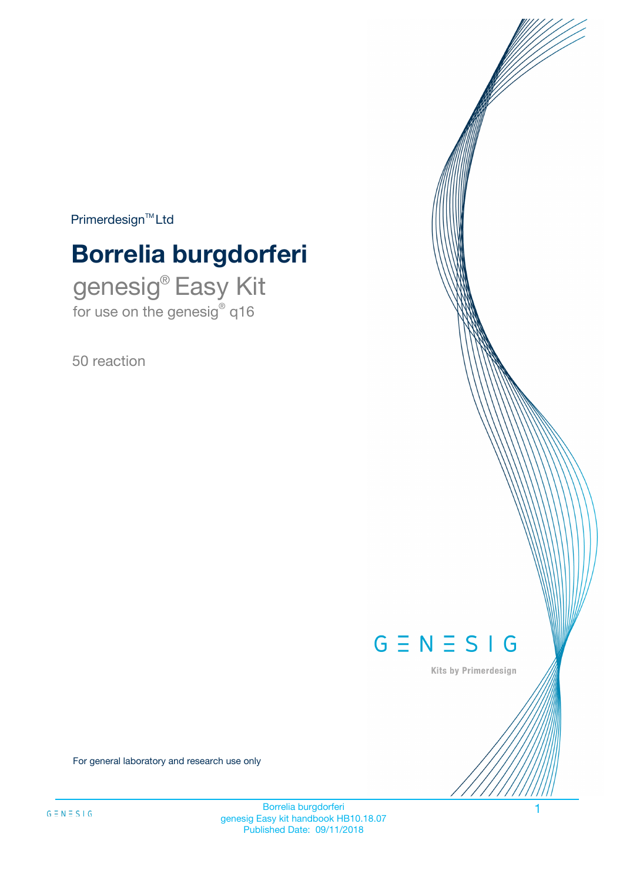Primerdesign™ Ltd

# Borrelia burgdorferi

genesig® Easy Kit

for use on the genesig® q16

50 reaction

GENESIG

Kits by Primerdesign

For general laboratory and research use only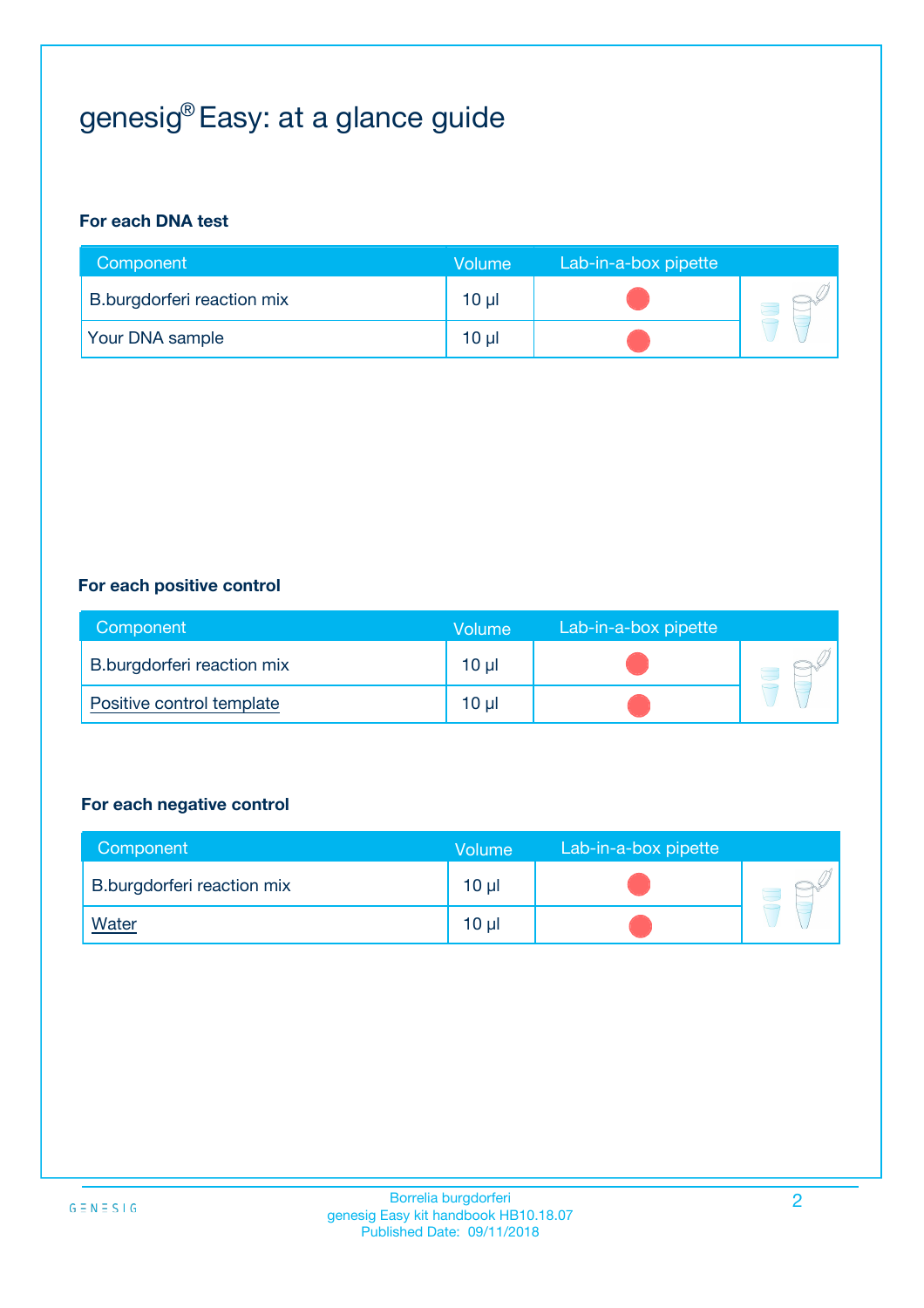# genesig® Easy: at a glance guide

**For each DNA test**

| Component | Volume | Lab-in-a-box pipette |
|---|---|---|
| B.burgdorferi reaction mix | 10 µl | |
| Your DNA sample | 10 µl | |

**For each positive control**

| Component | Volume | Lab-in-a-box pipette |
|---|---|---|
| B.burgdorferi reaction mix | 10 µl | |
| Positive control template | 10 µl | |

**For each negative control**

| Component | Volume | Lab-in-a-box pipette |
|---|---|---|
| B.burgdorferi reaction mix | 10 µl | |
| Water | 10 µl | |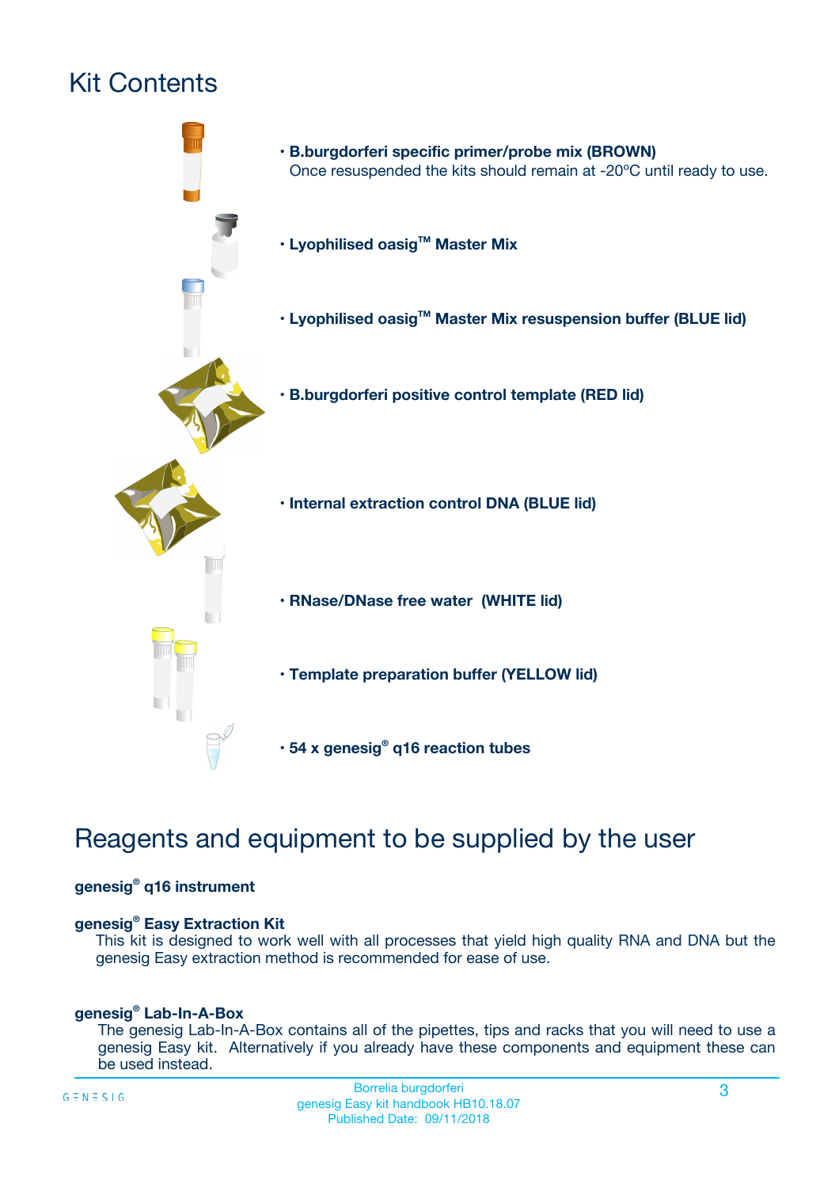# Kit Contents

- **B.burgdorferi specific primer/probe mix (BROWN)**
  Once resuspended the kits should remain at -20ºC until ready to use.
- **Lyophilised oasig™ Master Mix**
- **Lyophilised oasig™ Master Mix resuspension buffer (BLUE lid)**
- **B.burgdorferi positive control template (RED lid)**
- **Internal extraction control DNA (BLUE lid)**
- **RNase/DNase free water (WHITE lid)**
- **Template preparation buffer (YELLOW lid)**
- **54 x genesig® q16 reaction tubes**

# Reagents and equipment to be supplied by the user

**genesig® q16 instrument**

**genesig® Easy Extraction Kit**
This kit is designed to work well with all processes that yield high quality RNA and DNA but the genesig Easy extraction method is recommended for ease of use.

**genesig® Lab-In-A-Box**
The genesig Lab-In-A-Box contains all of the pipettes, tips and racks that you will need to use a genesig Easy kit. Alternatively if you already have these components and equipment these can be used instead.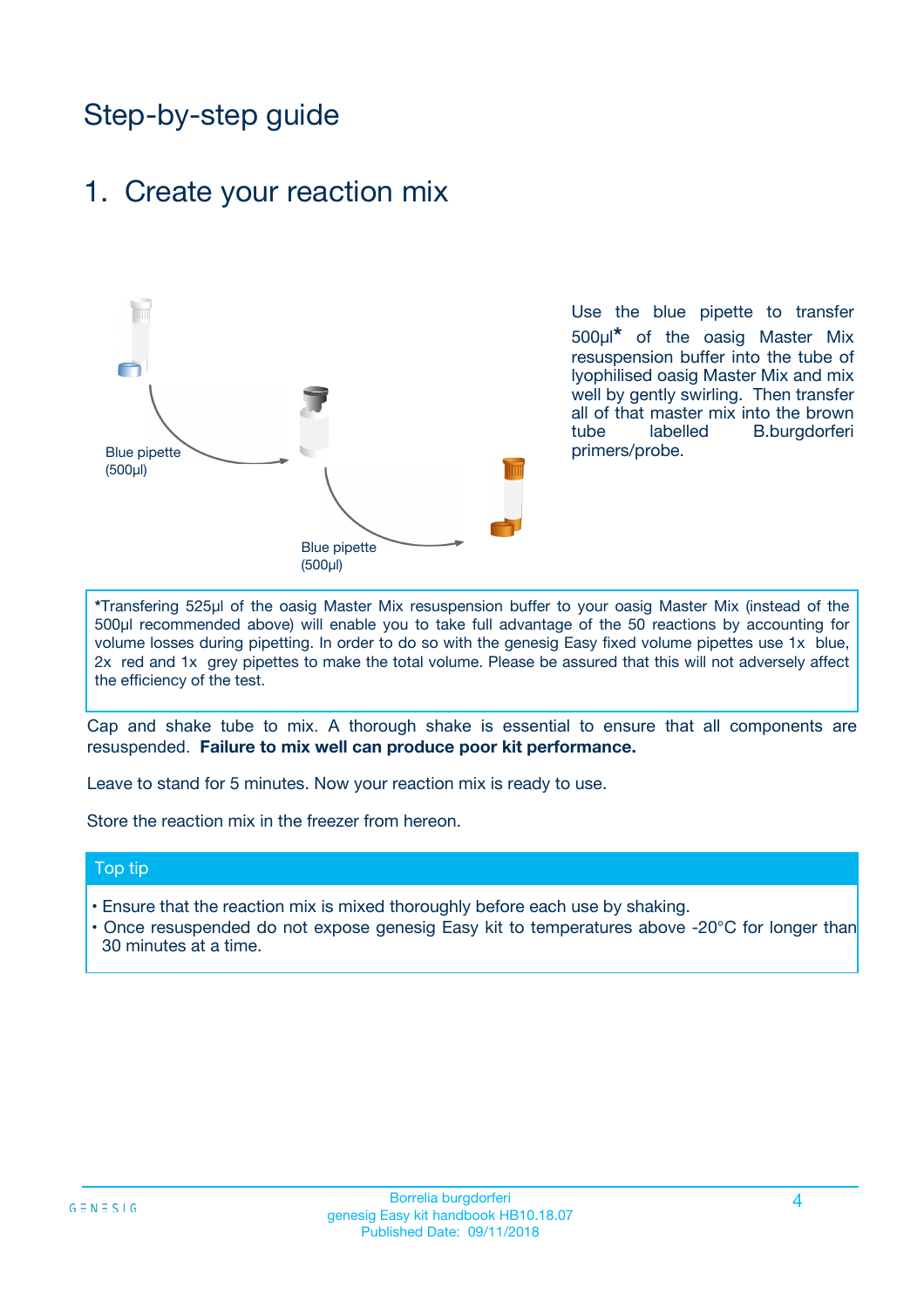# Step-by-step guide

## 1. Create your reaction mix

Blue pipette (500µl)

Blue pipette (500µl)

Use the blue pipette to transfer 500µl* of the oasig Master Mix resuspension buffer into the tube of lyophilised oasig Master Mix and mix well by gently swirling. Then transfer all of that master mix into the brown tube labelled B.burgdorferi primers/probe.

*Transfering 525µl of the oasig Master Mix resuspension buffer to your oasig Master Mix (instead of the 500µl recommended above) will enable you to take full advantage of the 50 reactions by accounting for volume losses during pipetting. In order to do so with the genesig Easy fixed volume pipettes use 1x blue, 2x red and 1x grey pipettes to make the total volume. Please be assured that this will not adversely affect the efficiency of the test.

Cap and shake tube to mix. A thorough shake is essential to ensure that all components are resuspended. **Failure to mix well can produce poor kit performance.**

Leave to stand for 5 minutes. Now your reaction mix is ready to use.

Store the reaction mix in the freezer from hereon.

### Top tip

- Ensure that the reaction mix is mixed thoroughly before each use by shaking.
- Once resuspended do not expose genesig Easy kit to temperatures above -20°C for longer than 30 minutes at a time.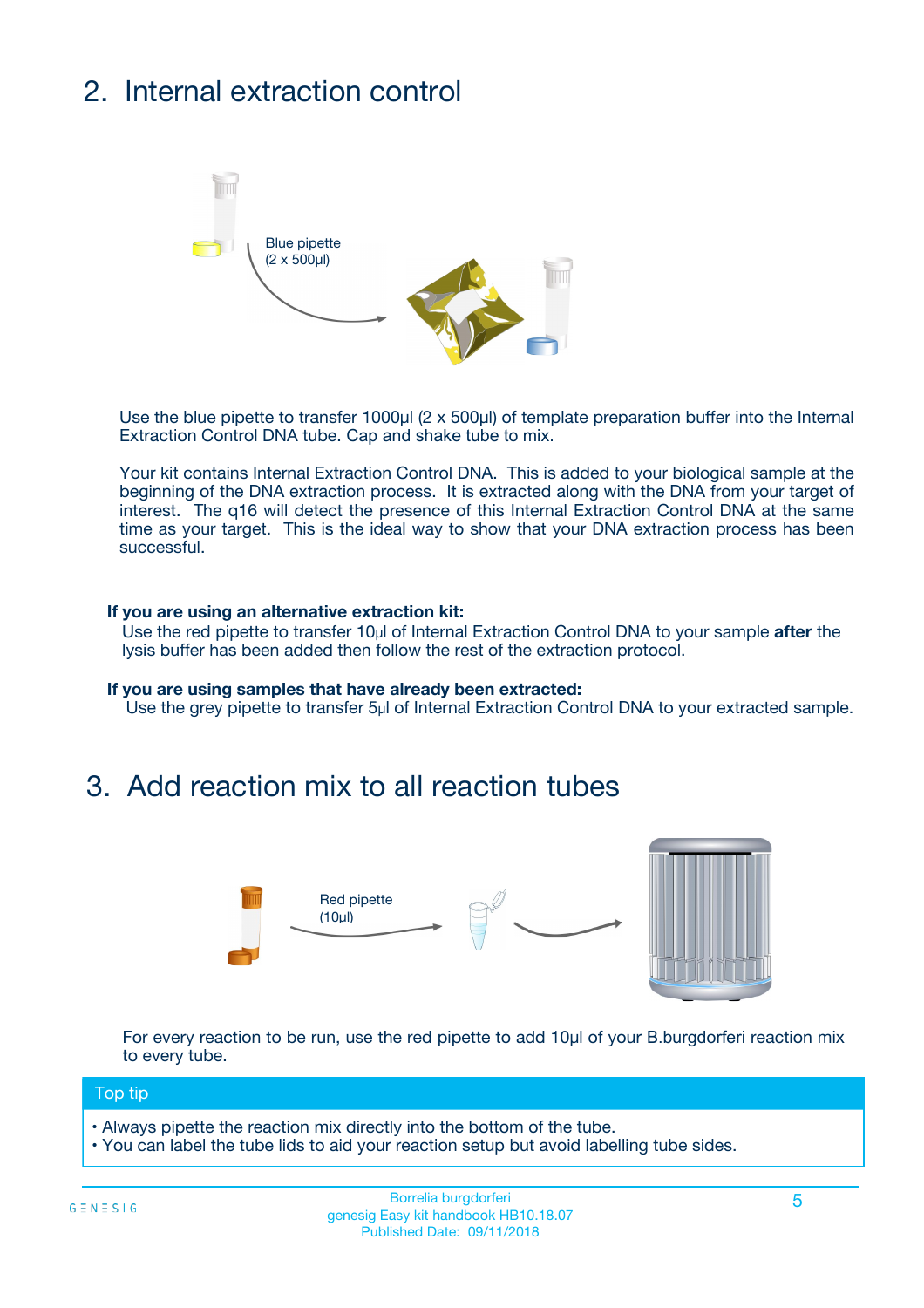## 2. Internal extraction control

Blue pipette
(2 x 500µl)

Use the blue pipette to transfer 1000µl (2 x 500µl) of template preparation buffer into the Internal Extraction Control DNA tube. Cap and shake tube to mix.

Your kit contains Internal Extraction Control DNA. This is added to your biological sample at the beginning of the DNA extraction process. It is extracted along with the DNA from your target of interest. The q16 will detect the presence of this Internal Extraction Control DNA at the same time as your target. This is the ideal way to show that your DNA extraction process has been successful.

**If you are using an alternative extraction kit:**
Use the red pipette to transfer 10µl of Internal Extraction Control DNA to your sample **after** the lysis buffer has been added then follow the rest of the extraction protocol.

**If you are using samples that have already been extracted:**
Use the grey pipette to transfer 5µl of Internal Extraction Control DNA to your extracted sample.

## 3. Add reaction mix to all reaction tubes

Red pipette
(10µl)

For every reaction to be run, use the red pipette to add 10µl of your B.burgdorferi reaction mix to every tube.

**Top tip**

- Always pipette the reaction mix directly into the bottom of the tube.
- You can label the tube lids to aid your reaction setup but avoid labelling tube sides.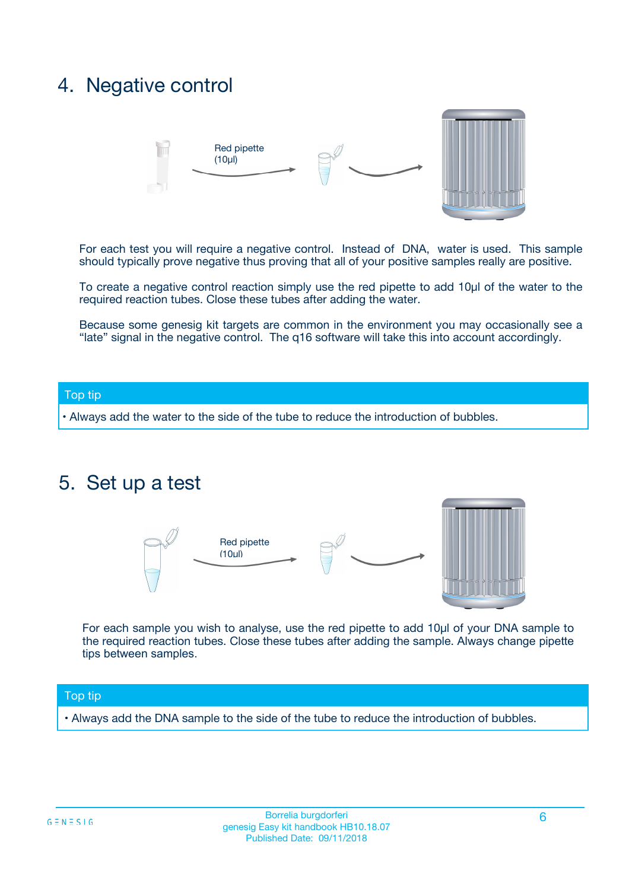## 4. Negative control

Red pipette (10µl)

For each test you will require a negative control. Instead of DNA, water is used. This sample should typically prove negative thus proving that all of your positive samples really are positive.

To create a negative control reaction simply use the red pipette to add 10µl of the water to the required reaction tubes. Close these tubes after adding the water.

Because some genesig kit targets are common in the environment you may occasionally see a "late" signal in the negative control. The q16 software will take this into account accordingly.

**Top tip**

• Always add the water to the side of the tube to reduce the introduction of bubbles.

## 5. Set up a test

Red pipette (10µl)

For each sample you wish to analyse, use the red pipette to add 10µl of your DNA sample to the required reaction tubes. Close these tubes after adding the sample. Always change pipette tips between samples.

**Top tip**

• Always add the DNA sample to the side of the tube to reduce the introduction of bubbles.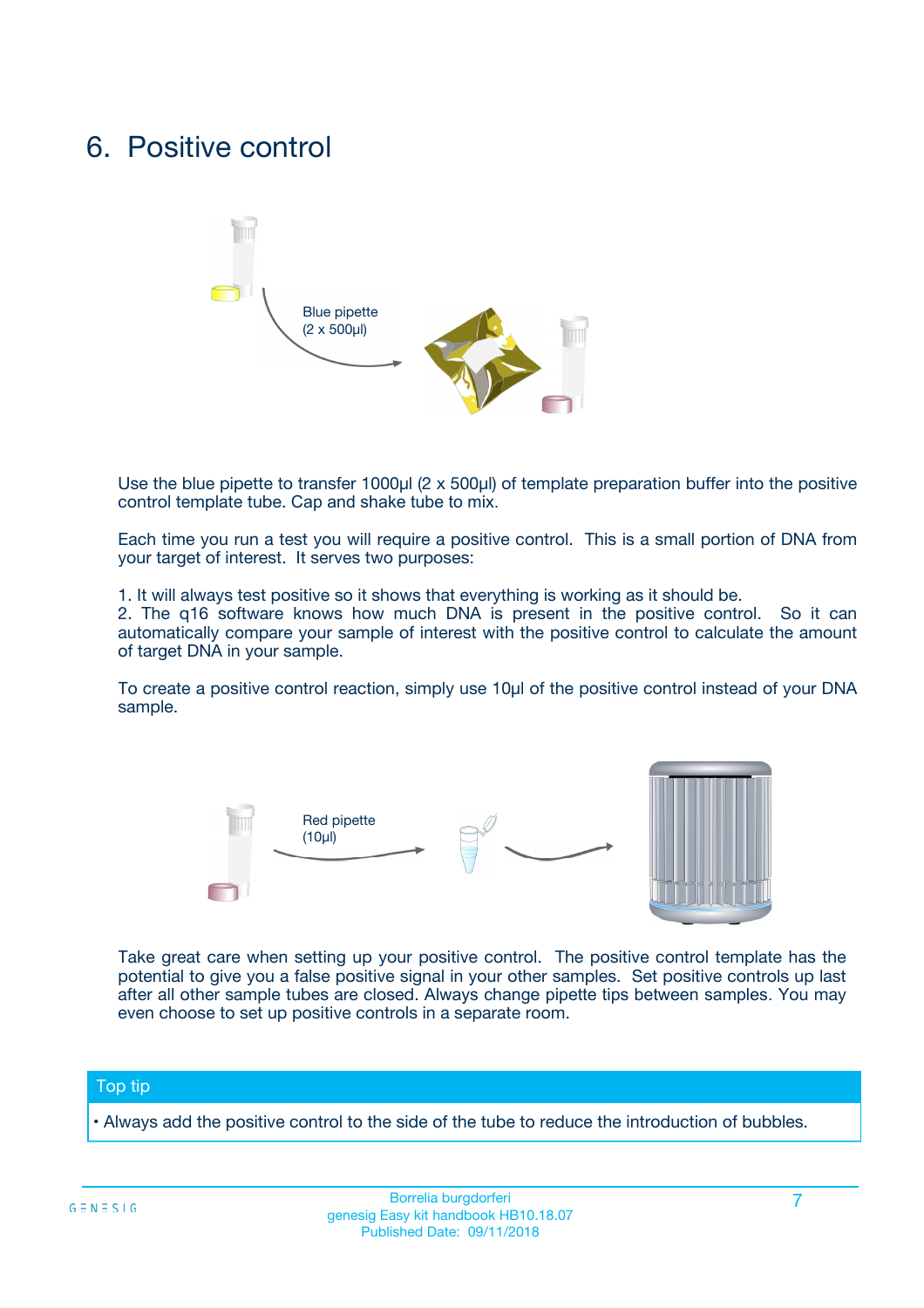# 6. Positive control

Blue pipette
(2 x 500µl)

Use the blue pipette to transfer 1000µl (2 x 500µl) of template preparation buffer into the positive control template tube. Cap and shake tube to mix.

Each time you run a test you will require a positive control. This is a small portion of DNA from your target of interest. It serves two purposes:

1. It will always test positive so it shows that everything is working as it should be.
2. The q16 software knows how much DNA is present in the positive control. So it can automatically compare your sample of interest with the positive control to calculate the amount of target DNA in your sample.

To create a positive control reaction, simply use 10µl of the positive control instead of your DNA sample.

Red pipette
(10µl)

Take great care when setting up your positive control. The positive control template has the potential to give you a false positive signal in your other samples. Set positive controls up last after all other sample tubes are closed. Always change pipette tips between samples. You may even choose to set up positive controls in a separate room.

| Top tip |
| --- |
| • Always add the positive control to the side of the tube to reduce the introduction of bubbles. |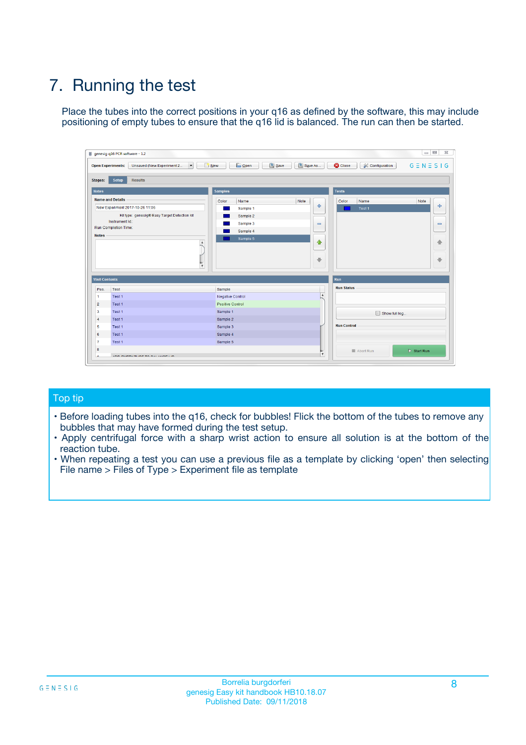# 7. Running the test

Place the tubes into the correct positions in your q16 as defined by the software, this may include positioning of empty tubes to ensure that the q16 lid is balanced. The run can then be started.

## Top tip

- Before loading tubes into the q16, check for bubbles! Flick the bottom of the tubes to remove any bubbles that may have formed during the test setup.
- Apply centrifugal force with a sharp wrist action to ensure all solution is at the bottom of the reaction tube.
- When repeating a test you can use a previous file as a template by clicking 'open' then selecting File name > Files of Type > Experiment file as template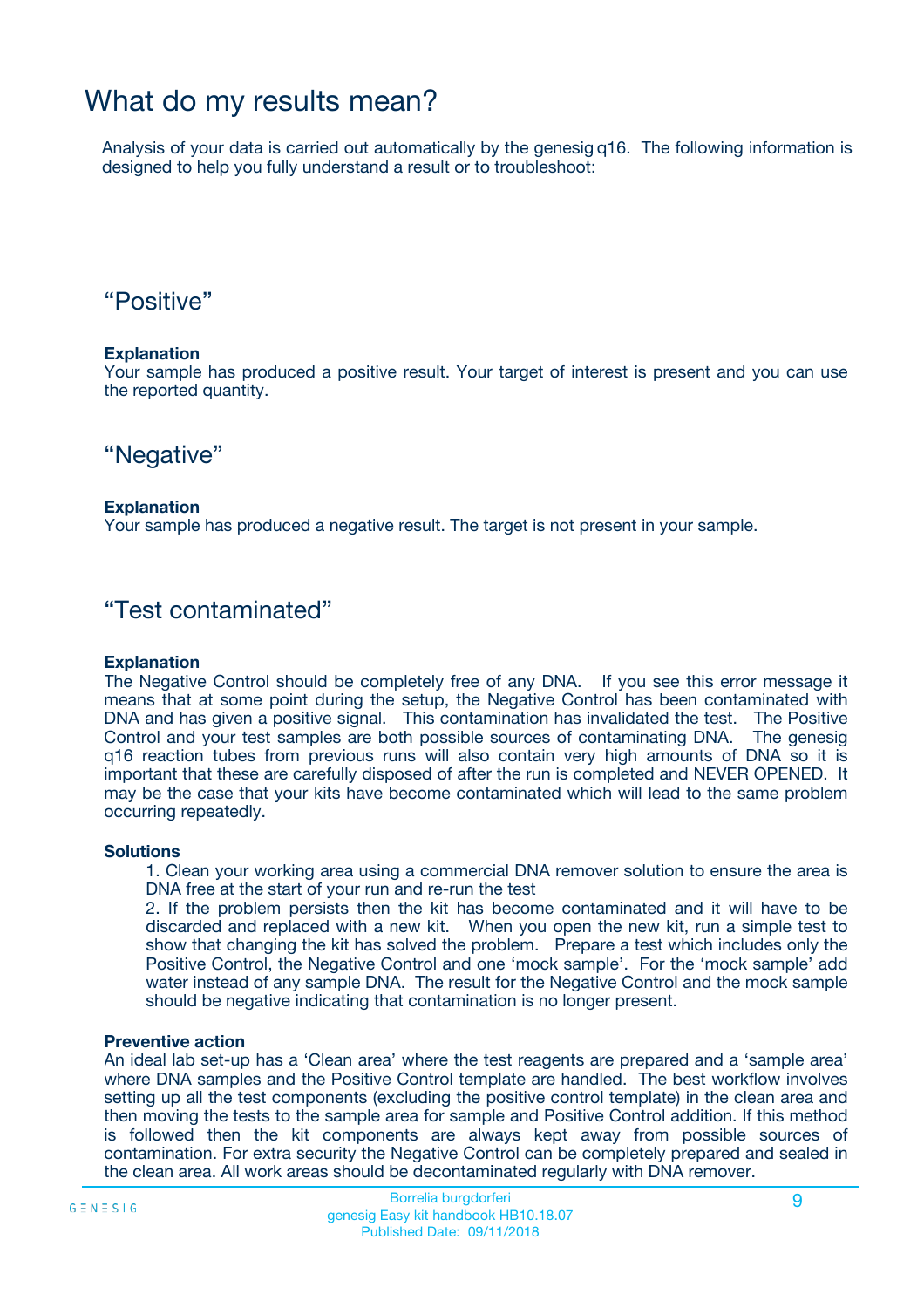# What do my results mean?

Analysis of your data is carried out automatically by the genesig q16. The following information is designed to help you fully understand a result or to troubleshoot:

## “Positive”

**Explanation**

Your sample has produced a positive result. Your target of interest is present and you can use the reported quantity.

## “Negative”

**Explanation**

Your sample has produced a negative result. The target is not present in your sample.

## “Test contaminated”

**Explanation**

The Negative Control should be completely free of any DNA. If you see this error message it means that at some point during the setup, the Negative Control has been contaminated with DNA and has given a positive signal. This contamination has invalidated the test. The Positive Control and your test samples are both possible sources of contaminating DNA. The genesig q16 reaction tubes from previous runs will also contain very high amounts of DNA so it is important that these are carefully disposed of after the run is completed and NEVER OPENED. It may be the case that your kits have become contaminated which will lead to the same problem occurring repeatedly.

**Solutions**

1. Clean your working area using a commercial DNA remover solution to ensure the area is DNA free at the start of your run and re-run the test
2. If the problem persists then the kit has become contaminated and it will have to be discarded and replaced with a new kit. When you open the new kit, run a simple test to show that changing the kit has solved the problem. Prepare a test which includes only the Positive Control, the Negative Control and one ‘mock sample’. For the ‘mock sample’ add water instead of any sample DNA. The result for the Negative Control and the mock sample should be negative indicating that contamination is no longer present.

**Preventive action**

An ideal lab set-up has a ‘Clean area’ where the test reagents are prepared and a ‘sample area’ where DNA samples and the Positive Control template are handled. The best workflow involves setting up all the test components (excluding the positive control template) in the clean area and then moving the tests to the sample area for sample and Positive Control addition. If this method is followed then the kit components are always kept away from possible sources of contamination. For extra security the Negative Control can be completely prepared and sealed in the clean area. All work areas should be decontaminated regularly with DNA remover.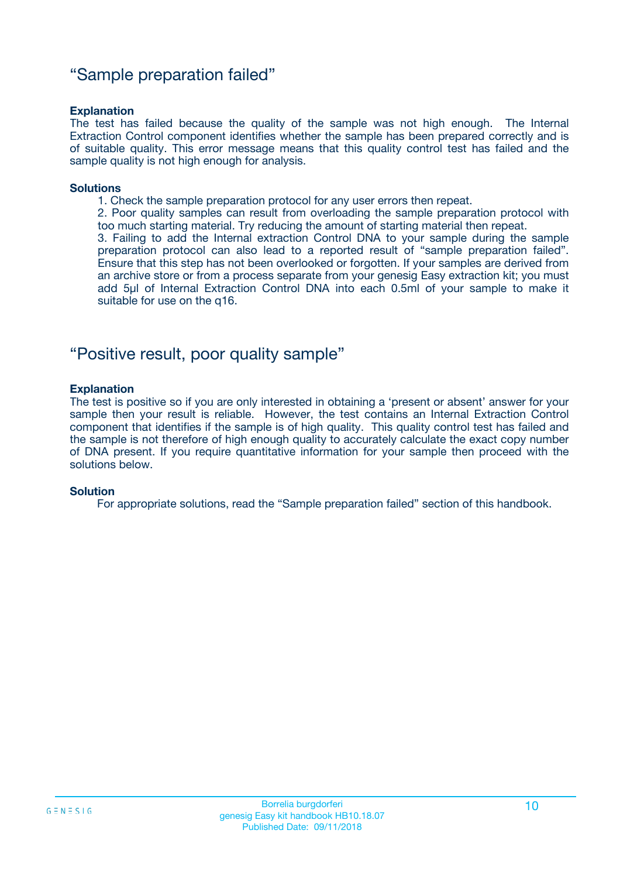## “Sample preparation failed”

**Explanation**

The test has failed because the quality of the sample was not high enough. The Internal Extraction Control component identifies whether the sample has been prepared correctly and is of suitable quality. This error message means that this quality control test has failed and the sample quality is not high enough for analysis.

**Solutions**

1. Check the sample preparation protocol for any user errors then repeat.
2. Poor quality samples can result from overloading the sample preparation protocol with too much starting material. Try reducing the amount of starting material then repeat.
3. Failing to add the Internal extraction Control DNA to your sample during the sample preparation protocol can also lead to a reported result of “sample preparation failed”. Ensure that this step has not been overlooked or forgotten. If your samples are derived from an archive store or from a process separate from your genesig Easy extraction kit; you must add 5µl of Internal Extraction Control DNA into each 0.5ml of your sample to make it suitable for use on the q16.

## “Positive result, poor quality sample”

**Explanation**

The test is positive so if you are only interested in obtaining a ‘present or absent’ answer for your sample then your result is reliable. However, the test contains an Internal Extraction Control component that identifies if the sample is of high quality. This quality control test has failed and the sample is not therefore of high enough quality to accurately calculate the exact copy number of DNA present. If you require quantitative information for your sample then proceed with the solutions below.

**Solution**

For appropriate solutions, read the “Sample preparation failed” section of this handbook.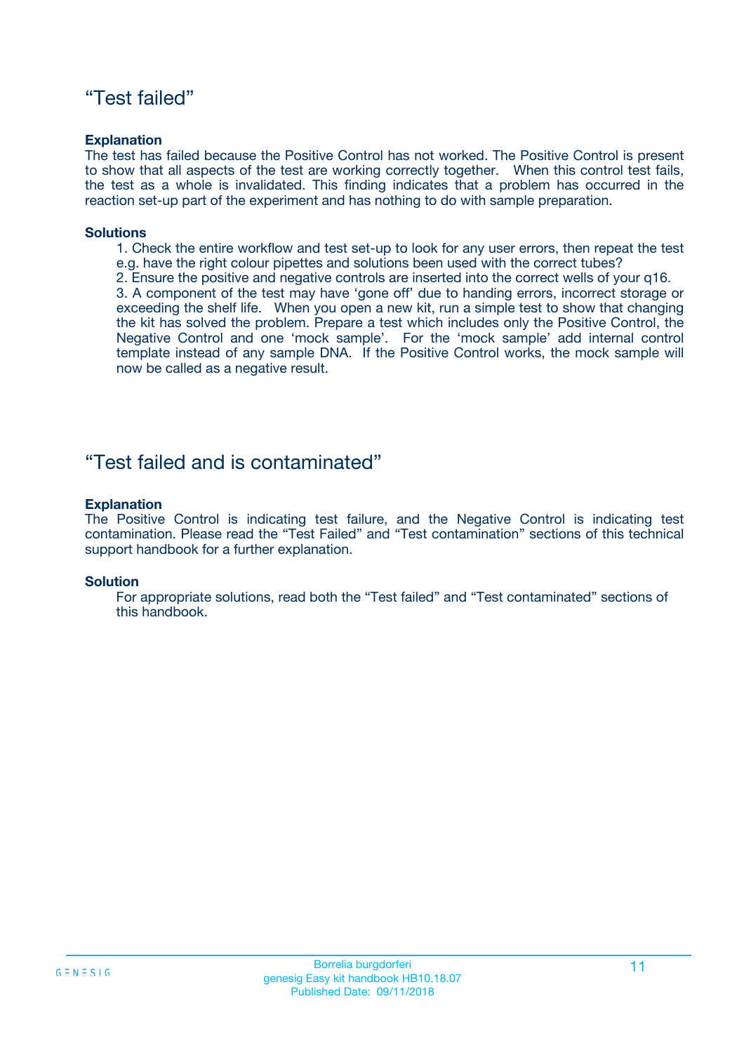## "Test failed"

**Explanation**

The test has failed because the Positive Control has not worked. The Positive Control is present to show that all aspects of the test are working correctly together. When this control test fails, the test as a whole is invalidated. This finding indicates that a problem has occurred in the reaction set-up part of the experiment and has nothing to do with sample preparation.

**Solutions**

1. Check the entire workflow and test set-up to look for any user errors, then repeat the test e.g. have the right colour pipettes and solutions been used with the correct tubes?
2. Ensure the positive and negative controls are inserted into the correct wells of your q16.
3. A component of the test may have 'gone off' due to handing errors, incorrect storage or exceeding the shelf life. When you open a new kit, run a simple test to show that changing the kit has solved the problem. Prepare a test which includes only the Positive Control, the Negative Control and one 'mock sample'. For the 'mock sample' add internal control template instead of any sample DNA. If the Positive Control works, the mock sample will now be called as a negative result.

## "Test failed and is contaminated"

**Explanation**

The Positive Control is indicating test failure, and the Negative Control is indicating test contamination. Please read the "Test Failed" and "Test contamination" sections of this technical support handbook for a further explanation.

**Solution**

For appropriate solutions, read both the "Test failed" and "Test contaminated" sections of this handbook.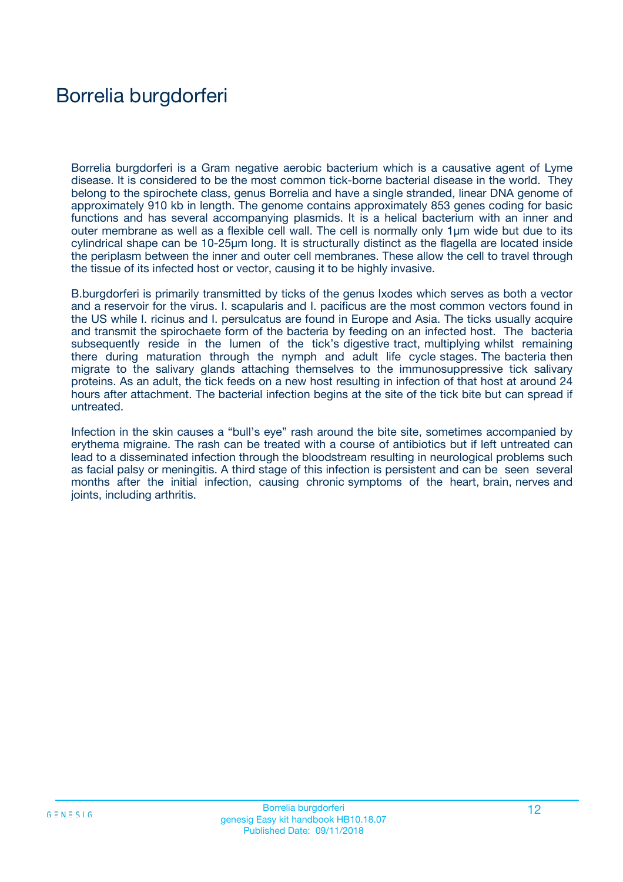# Borrelia burgdorferi

Borrelia burgdorferi is a Gram negative aerobic bacterium which is a causative agent of Lyme disease. It is considered to be the most common tick-borne bacterial disease in the world. They belong to the spirochete class, genus Borrelia and have a single stranded, linear DNA genome of approximately 910 kb in length. The genome contains approximately 853 genes coding for basic functions and has several accompanying plasmids. It is a helical bacterium with an inner and outer membrane as well as a flexible cell wall. The cell is normally only 1µm wide but due to its cylindrical shape can be 10-25µm long. It is structurally distinct as the flagella are located inside the periplasm between the inner and outer cell membranes. These allow the cell to travel through the tissue of its infected host or vector, causing it to be highly invasive.

B.burgdorferi is primarily transmitted by ticks of the genus Ixodes which serves as both a vector and a reservoir for the virus. I. scapularis and I. pacificus are the most common vectors found in the US while I. ricinus and I. persulcatus are found in Europe and Asia. The ticks usually acquire and transmit the spirochaete form of the bacteria by feeding on an infected host. The bacteria subsequently reside in the lumen of the tick's digestive tract, multiplying whilst remaining there during maturation through the nymph and adult life cycle stages. The bacteria then migrate to the salivary glands attaching themselves to the immunosuppressive tick salivary proteins. As an adult, the tick feeds on a new host resulting in infection of that host at around 24 hours after attachment. The bacterial infection begins at the site of the tick bite but can spread if untreated.

Infection in the skin causes a "bull's eye" rash around the bite site, sometimes accompanied by erythema migraine. The rash can be treated with a course of antibiotics but if left untreated can lead to a disseminated infection through the bloodstream resulting in neurological problems such as facial palsy or meningitis. A third stage of this infection is persistent and can be seen several months after the initial infection, causing chronic symptoms of the heart, brain, nerves and joints, including arthritis.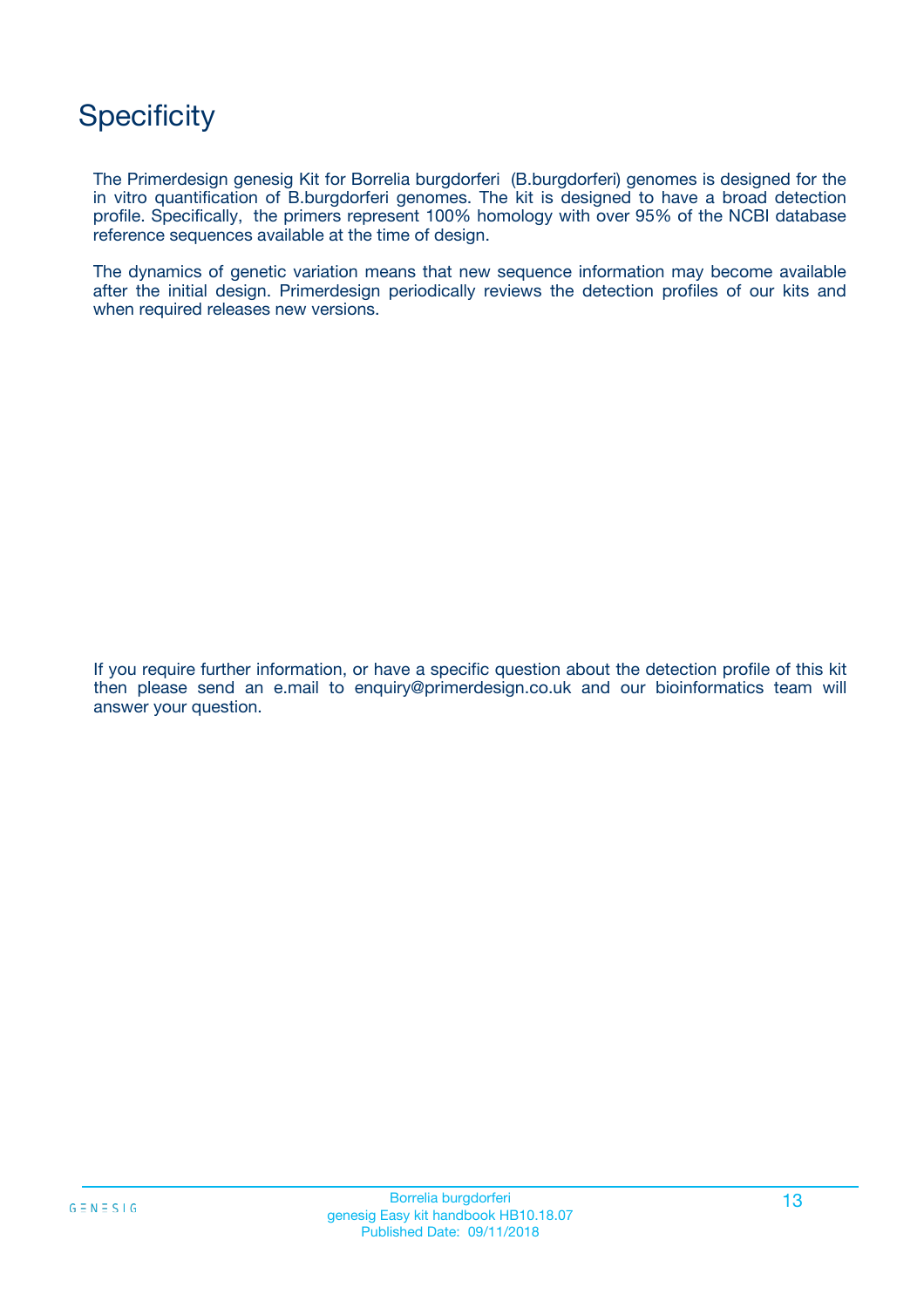# Specificity

The Primerdesign genesig Kit for Borrelia burgdorferi  (B.burgdorferi) genomes is designed for the in vitro quantification of B.burgdorferi genomes. The kit is designed to have a broad detection profile. Specifically,  the primers represent 100% homology with over 95% of the NCBI database reference sequences available at the time of design.

The dynamics of genetic variation means that new sequence information may become available after the initial design. Primerdesign periodically reviews the detection profiles of our kits and when required releases new versions.

If you require further information, or have a specific question about the detection profile of this kit then please send an e.mail to enquiry@primerdesign.co.uk and our bioinformatics team will answer your question.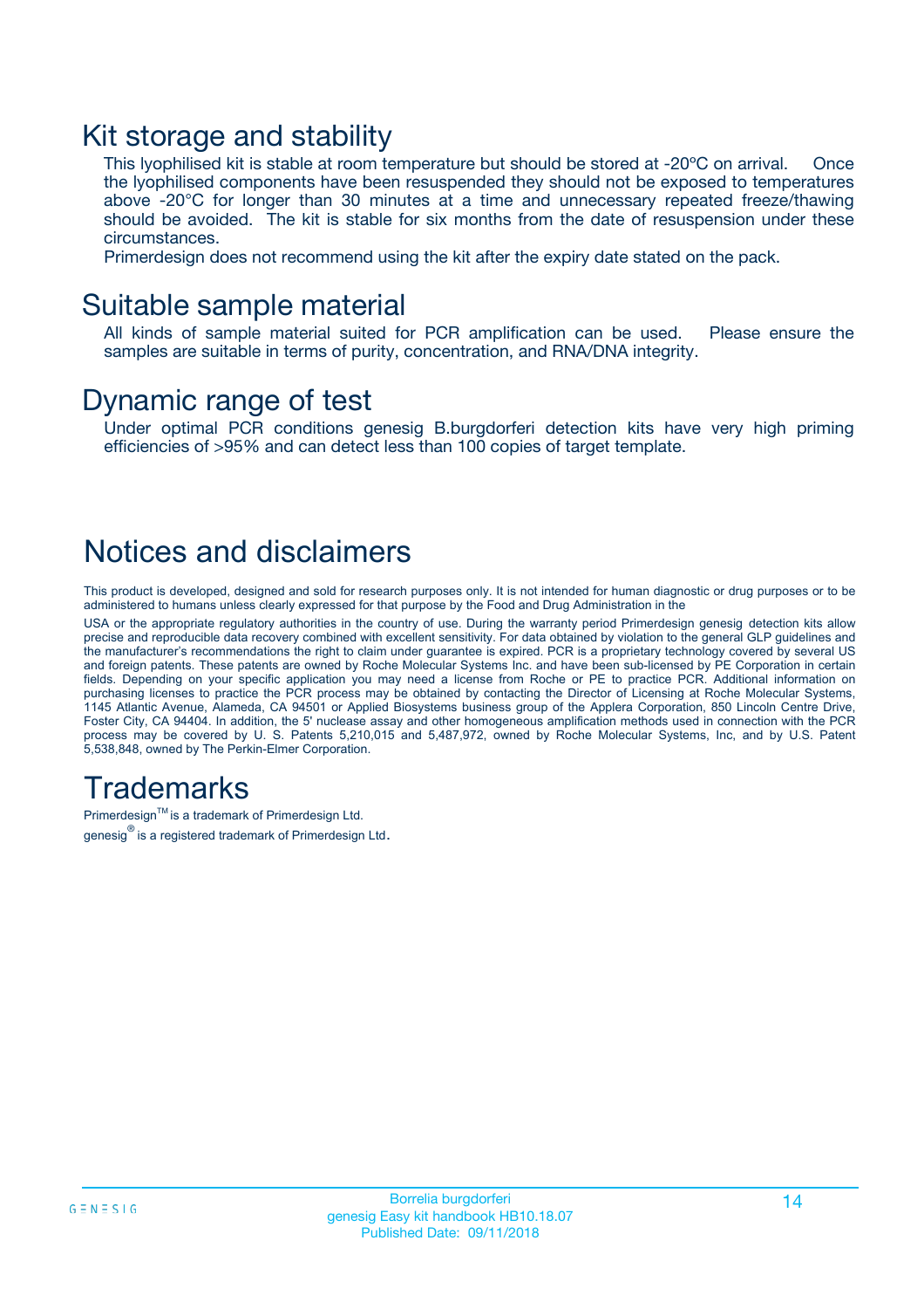## Kit storage and stability

This lyophilised kit is stable at room temperature but should be stored at -20ºC on arrival. Once the lyophilised components have been resuspended they should not be exposed to temperatures above -20°C for longer than 30 minutes at a time and unnecessary repeated freeze/thawing should be avoided. The kit is stable for six months from the date of resuspension under these circumstances.

Primerdesign does not recommend using the kit after the expiry date stated on the pack.

## Suitable sample material

All kinds of sample material suited for PCR amplification can be used. Please ensure the samples are suitable in terms of purity, concentration, and RNA/DNA integrity.

## Dynamic range of test

Under optimal PCR conditions genesig B.burgdorferi detection kits have very high priming efficiencies of >95% and can detect less than 100 copies of target template.

# Notices and disclaimers

This product is developed, designed and sold for research purposes only. It is not intended for human diagnostic or drug purposes or to be administered to humans unless clearly expressed for that purpose by the Food and Drug Administration in the USA or the appropriate regulatory authorities in the country of use. During the warranty period Primerdesign genesig detection kits allow precise and reproducible data recovery combined with excellent sensitivity. For data obtained by violation to the general GLP guidelines and the manufacturer's recommendations the right to claim under guarantee is expired. PCR is a proprietary technology covered by several US and foreign patents. These patents are owned by Roche Molecular Systems Inc. and have been sub-licensed by PE Corporation in certain fields. Depending on your specific application you may need a license from Roche or PE to practice PCR. Additional information on purchasing licenses to practice the PCR process may be obtained by contacting the Director of Licensing at Roche Molecular Systems, 1145 Atlantic Avenue, Alameda, CA 94501 or Applied Biosystems business group of the Applera Corporation, 850 Lincoln Centre Drive, Foster City, CA 94404. In addition, the 5' nuclease assay and other homogeneous amplification methods used in connection with the PCR process may be covered by U. S. Patents 5,210,015 and 5,487,972, owned by Roche Molecular Systems, Inc, and by U.S. Patent 5,538,848, owned by The Perkin-Elmer Corporation.

# Trademarks

Primerdesign™ is a trademark of Primerdesign Ltd.

genesig® is a registered trademark of Primerdesign Ltd.